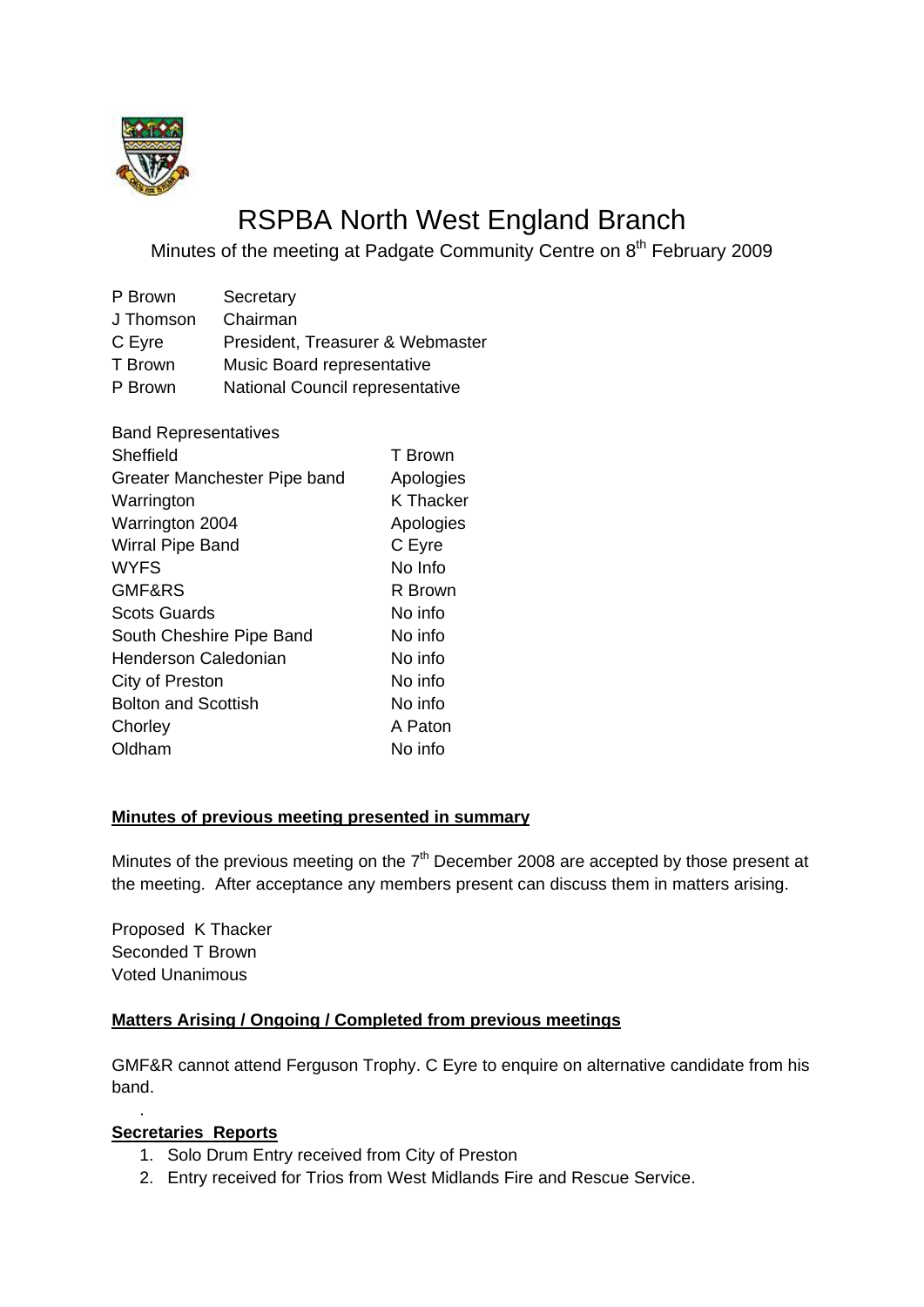# RSPBA North West England Branch

Minutes of the meeting at Padgate Community Centre on 8th February 2009

| | |
|---|---|
| P Brown | Secretary |
| J Thomson | Chairman |
| C Eyre | President, Treasurer & Webmaster |
| T Brown | Music Board representative |
| P Brown | National Council representative |

| Band Representatives | |
|---|---|
| Sheffield | T Brown |
| Greater Manchester Pipe band | Apologies |
| Warrington | K Thacker |
| Warrington 2004 | Apologies |
| Wirral Pipe Band | C Eyre |
| WYFS | No Info |
| GMF&RS | R Brown |
| Scots Guards | No info |
| South Cheshire Pipe Band | No info |
| Henderson Caledonian | No info |
| City of Preston | No info |
| Bolton and Scottish | No info |
| Chorley | A Paton |
| Oldham | No info |

**Minutes of previous meeting presented in summary**

Minutes of the previous meeting on the 7th December 2008 are accepted by those present at the meeting. After acceptance any members present can discuss them in matters arising.

Proposed K Thacker
Seconded T Brown
Voted Unanimous

**Matters Arising / Ongoing / Completed from previous meetings**

GMF&R cannot attend Ferguson Trophy. C Eyre to enquire on alternative candidate from his band.

.

**Secretaries Reports**

1. Solo Drum Entry received from City of Preston
2. Entry received for Trios from West Midlands Fire and Rescue Service.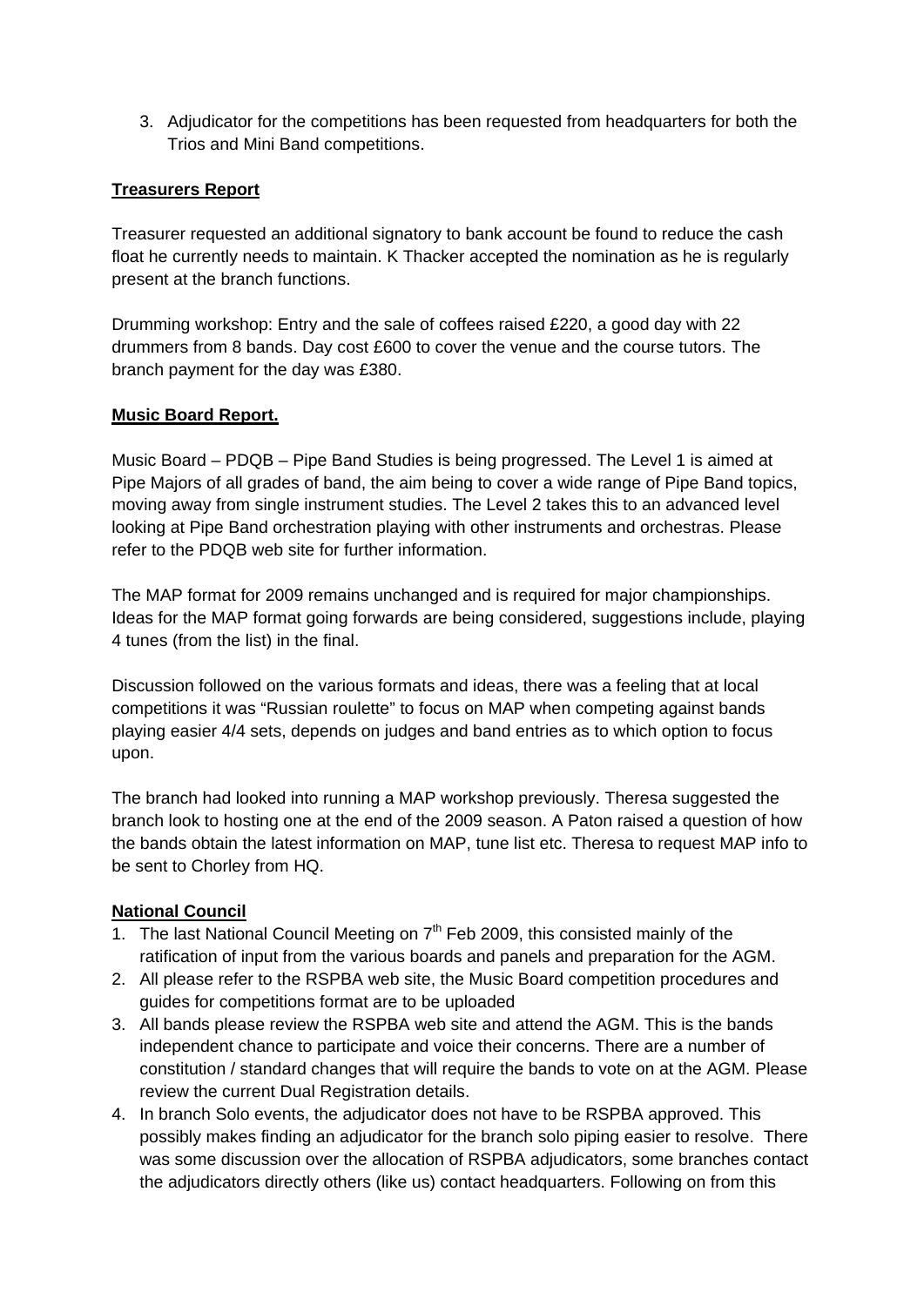3. Adjudicator for the competitions has been requested from headquarters for both the Trios and Mini Band competitions.

**Treasurers Report**

Treasurer requested an additional signatory to bank account be found to reduce the cash float he currently needs to maintain. K Thacker accepted the nomination as he is regularly present at the branch functions.

Drumming workshop: Entry and the sale of coffees raised £220, a good day with 22 drummers from 8 bands. Day cost £600 to cover the venue and the course tutors. The branch payment for the day was £380.

**Music Board Report.**

Music Board – PDQB – Pipe Band Studies is being progressed. The Level 1 is aimed at Pipe Majors of all grades of band, the aim being to cover a wide range of Pipe Band topics, moving away from single instrument studies. The Level 2 takes this to an advanced level looking at Pipe Band orchestration playing with other instruments and orchestras. Please refer to the PDQB web site for further information.

The MAP format for 2009 remains unchanged and is required for major championships. Ideas for the MAP format going forwards are being considered, suggestions include, playing 4 tunes (from the list) in the final.

Discussion followed on the various formats and ideas, there was a feeling that at local competitions it was "Russian roulette" to focus on MAP when competing against bands playing easier 4/4 sets, depends on judges and band entries as to which option to focus upon.

The branch had looked into running a MAP workshop previously. Theresa suggested the branch look to hosting one at the end of the 2009 season. A Paton raised a question of how the bands obtain the latest information on MAP, tune list etc. Theresa to request MAP info to be sent to Chorley from HQ.

**National Council**

1. The last National Council Meeting on 7th Feb 2009, this consisted mainly of the ratification of input from the various boards and panels and preparation for the AGM.
2. All please refer to the RSPBA web site, the Music Board competition procedures and guides for competitions format are to be uploaded
3. All bands please review the RSPBA web site and attend the AGM. This is the bands independent chance to participate and voice their concerns. There are a number of constitution / standard changes that will require the bands to vote on at the AGM. Please review the current Dual Registration details.
4. In branch Solo events, the adjudicator does not have to be RSPBA approved. This possibly makes finding an adjudicator for the branch solo piping easier to resolve. There was some discussion over the allocation of RSPBA adjudicators, some branches contact the adjudicators directly others (like us) contact headquarters. Following on from this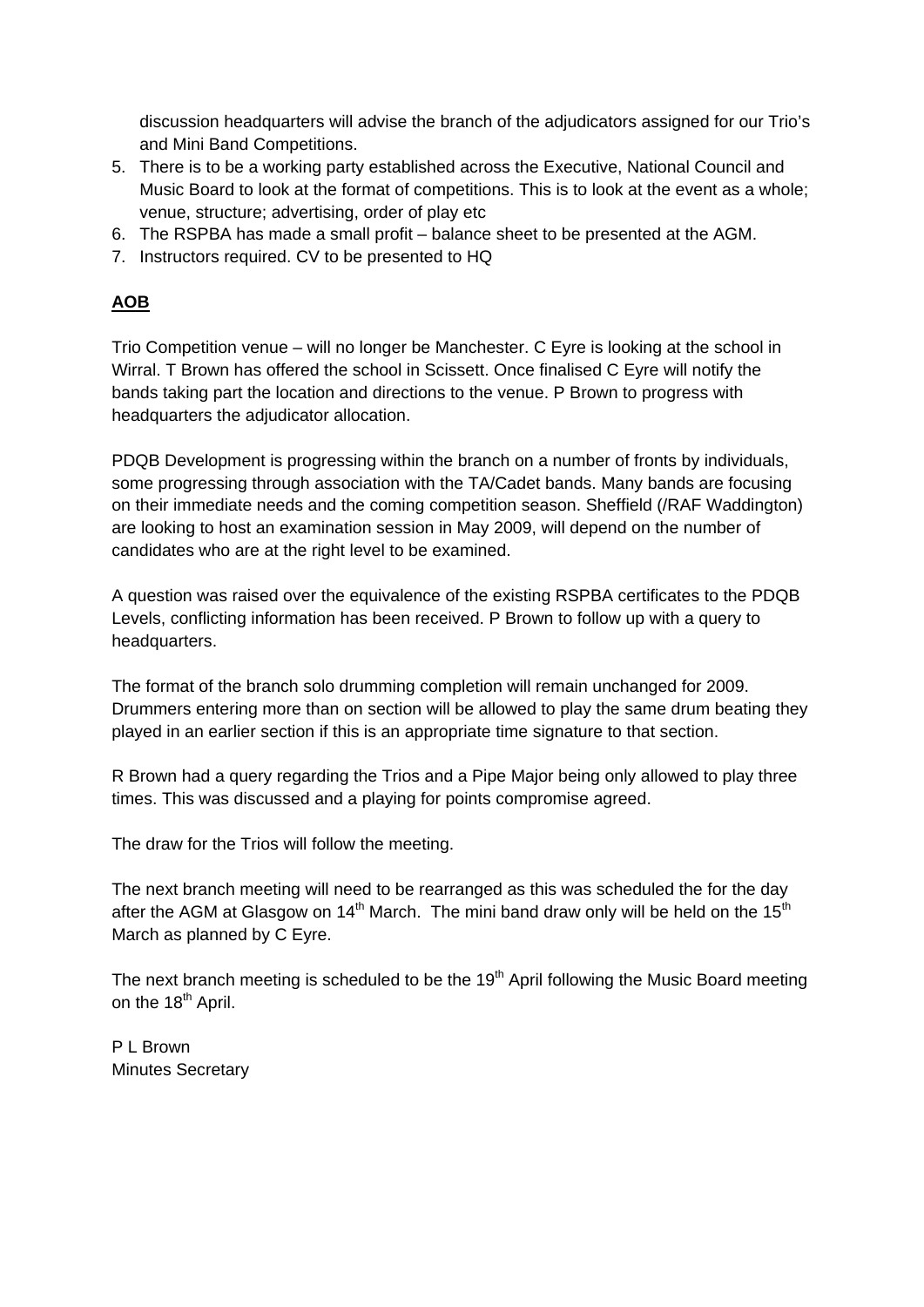discussion headquarters will advise the branch of the adjudicators assigned for our Trio's and Mini Band Competitions.

5. There is to be a working party established across the Executive, National Council and Music Board to look at the format of competitions. This is to look at the event as a whole; venue, structure; advertising, order of play etc
6. The RSPBA has made a small profit – balance sheet to be presented at the AGM.
7. Instructors required. CV to be presented to HQ

**AOB**

Trio Competition venue – will no longer be Manchester. C Eyre is looking at the school in Wirral. T Brown has offered the school in Scissett. Once finalised C Eyre will notify the bands taking part the location and directions to the venue. P Brown to progress with headquarters the adjudicator allocation.

PDQB Development is progressing within the branch on a number of fronts by individuals, some progressing through association with the TA/Cadet bands. Many bands are focusing on their immediate needs and the coming competition season. Sheffield (/RAF Waddington) are looking to host an examination session in May 2009, will depend on the number of candidates who are at the right level to be examined.

A question was raised over the equivalence of the existing RSPBA certificates to the PDQB Levels, conflicting information has been received. P Brown to follow up with a query to headquarters.

The format of the branch solo drumming completion will remain unchanged for 2009. Drummers entering more than on section will be allowed to play the same drum beating they played in an earlier section if this is an appropriate time signature to that section.

R Brown had a query regarding the Trios and a Pipe Major being only allowed to play three times. This was discussed and a playing for points compromise agreed.

The draw for the Trios will follow the meeting.

The next branch meeting will need to be rearranged as this was scheduled the for the day after the AGM at Glasgow on 14th March. The mini band draw only will be held on the 15th March as planned by C Eyre.

The next branch meeting is scheduled to be the 19th April following the Music Board meeting on the 18th April.

P L Brown
Minutes Secretary